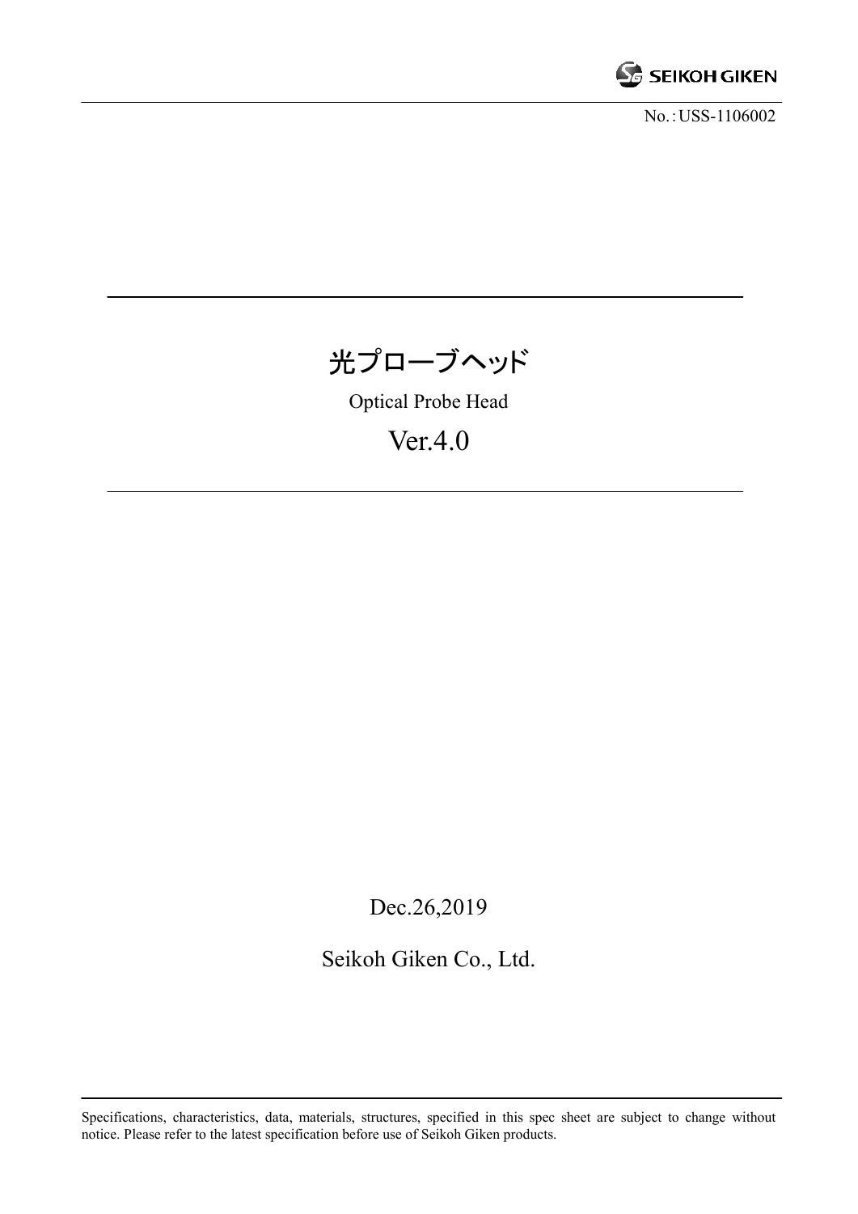No.：USS-1106002

# 光プローブヘッド

Optical Probe Head

Ver.4.0

Dec.26,2019

Seikoh Giken Co., Ltd.

Specifications, characteristics, data, materials, structures, specified in this spec sheet are subject to change without notice. Please refer to the latest specification before use of Seikoh Giken products.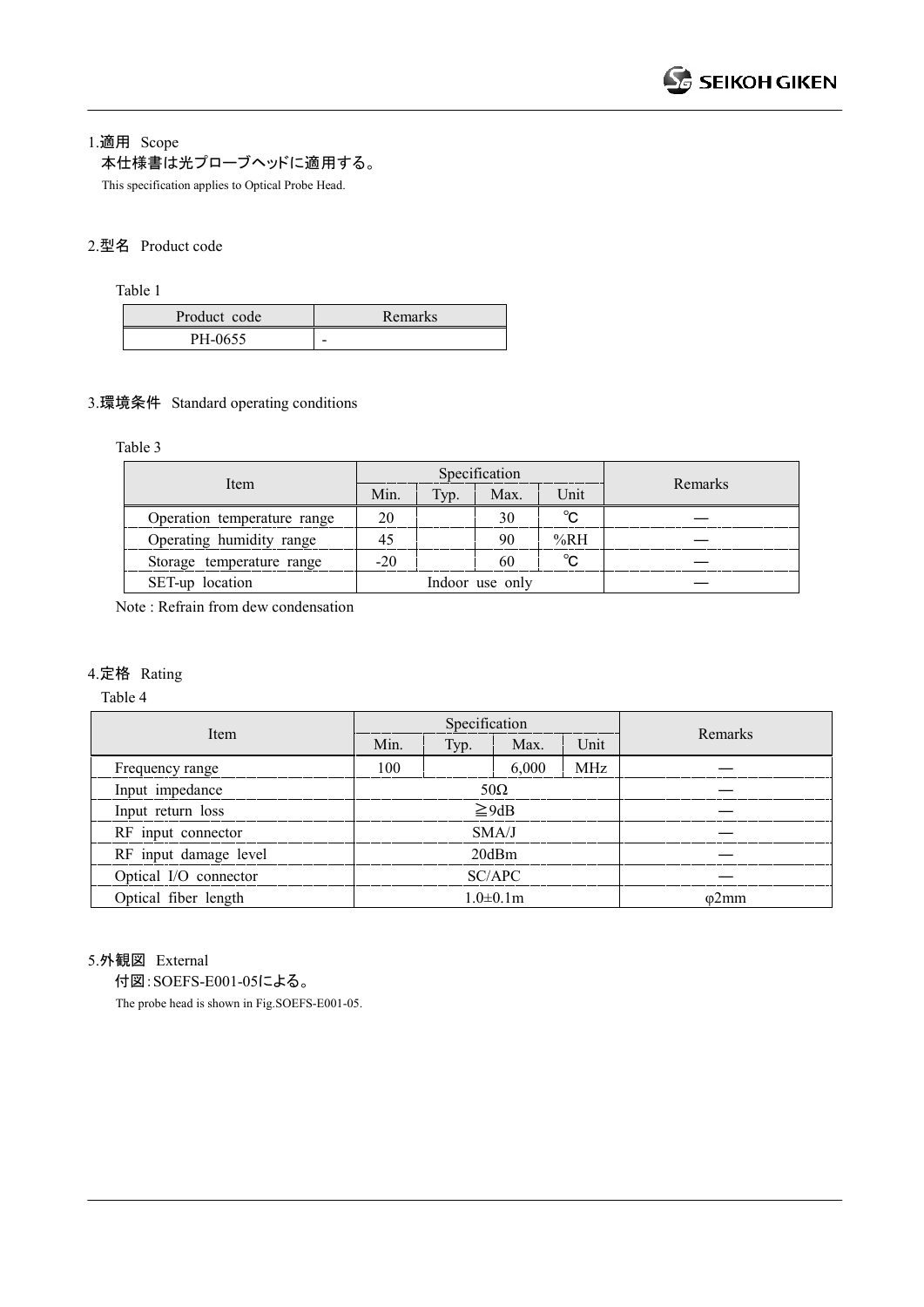## 1.適用　Scope

本仕様書は光プローブヘッドに適用する。

This specification applies to Optical Probe Head.

## 2.型名　Product code

Table 1

| Product code | Remarks |
|---|---|
| PH-0655 | - |

## 3.環境条件　Standard operating conditions

Table 3

| Item | Specification | | | | Remarks |
|---|---|---|---|---|---|
| | Min. | Typ. | Max. | Unit | |
| Operation temperature range | 20 | | 30 | ℃ | — |
| Operating humidity range | 45 | | 90 | %RH | — |
| Storage temperature range | -20 | | 60 | ℃ | — |
| SET-up location | Indoor use only | | | | — |

Note : Refrain from dew condensation

## 4.定格　Rating

Table 4

| Item | Specification | | | | Remarks |
|---|---|---|---|---|---|
| | Min. | Typ. | Max. | Unit | |
| Frequency range | 100 | | 6,000 | MHz | — |
| Input impedance | 50Ω | | | | — |
| Input return loss | ≧9dB | | | | — |
| RF input connector | SMA/J | | | | — |
| RF input damage level | 20dBm | | | | — |
| Optical I/O connector | SC/APC | | | | — |
| Optical fiber length | 1.0±0.1m | | | | φ2mm |

## 5.外観図　External

付図:SOEFS-E001-05による。

The probe head is shown in Fig.SOEFS-E001-05.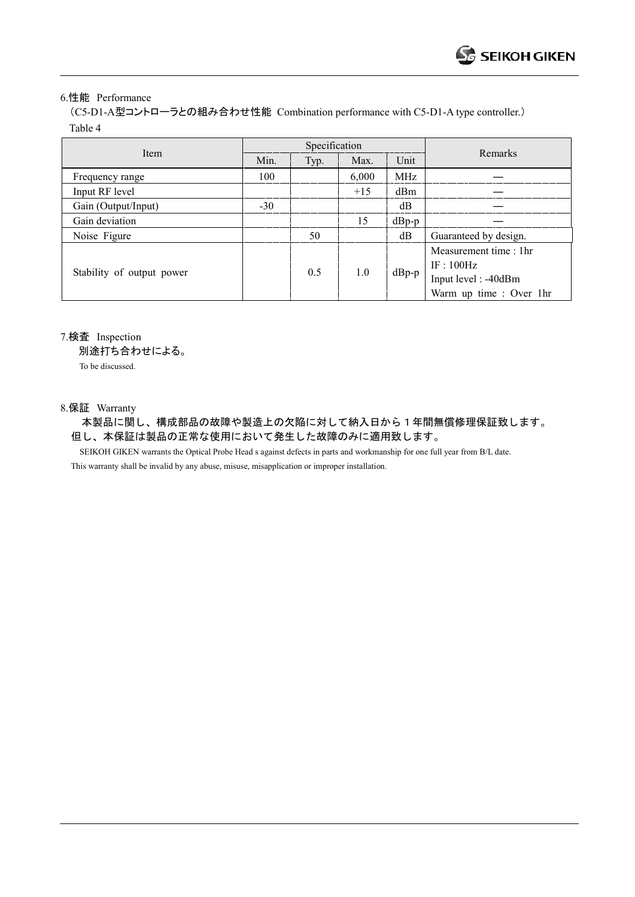## 6.性能 Performance

（C5-D1-A型コントローラとの組み合わせ性能 Combination performance with C5-D1-A type controller.）

Table 4

| Item | Specification | | | | Remarks |
|---|---|---|---|---|---|
| | Min. | Typ. | Max. | Unit | |
| Frequency range | 100 | | 6,000 | MHz | — |
| Input RF level | | | +15 | dBm | — |
| Gain (Output/Input) | -30 | | | dB | — |
| Gain deviation | | | 15 | dBp-p | — |
| Noise Figure | | 50 | | dB | Guaranteed by design. |
| Stability of output power | | 0.5 | 1.0 | dBp-p | Measurement time : 1hr<br>IF : 100Hz<br>Input level : -40dBm<br>Warm up time : Over 1hr |

## 7.検査 Inspection

別途打ち合わせによる。

To be discussed.

## 8.保証 Warranty

本製品に関し、構成部品の故障や製造上の欠陥に対して納入日から１年間無償修理保証致します。
但し、本保証は製品の正常な使用において発生した故障のみに適用致します。

SEIKOH GIKEN warrants the Optical Probe Head s against defects in parts and workmanship for one full year from B/L date.
This warranty shall be invalid by any abuse, misuse, misapplication or improper installation.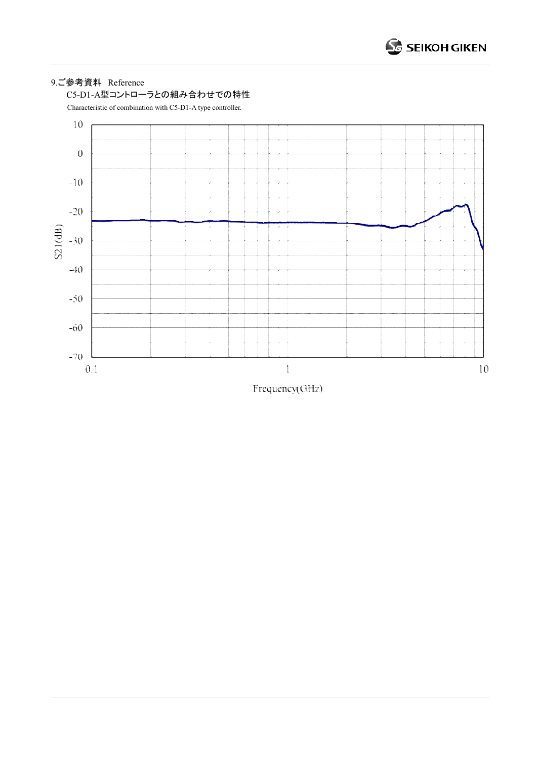## 9.ご参考資料　Reference

C5-D1-A型コントローラとの組み合わせでの特性

Characteristic of combination with C5-D1-A type controller.

S21(dB)

10
0
-10
-20
-30
-40
-50
-60
-70

0.1　　1　　10

Frequency(GHz)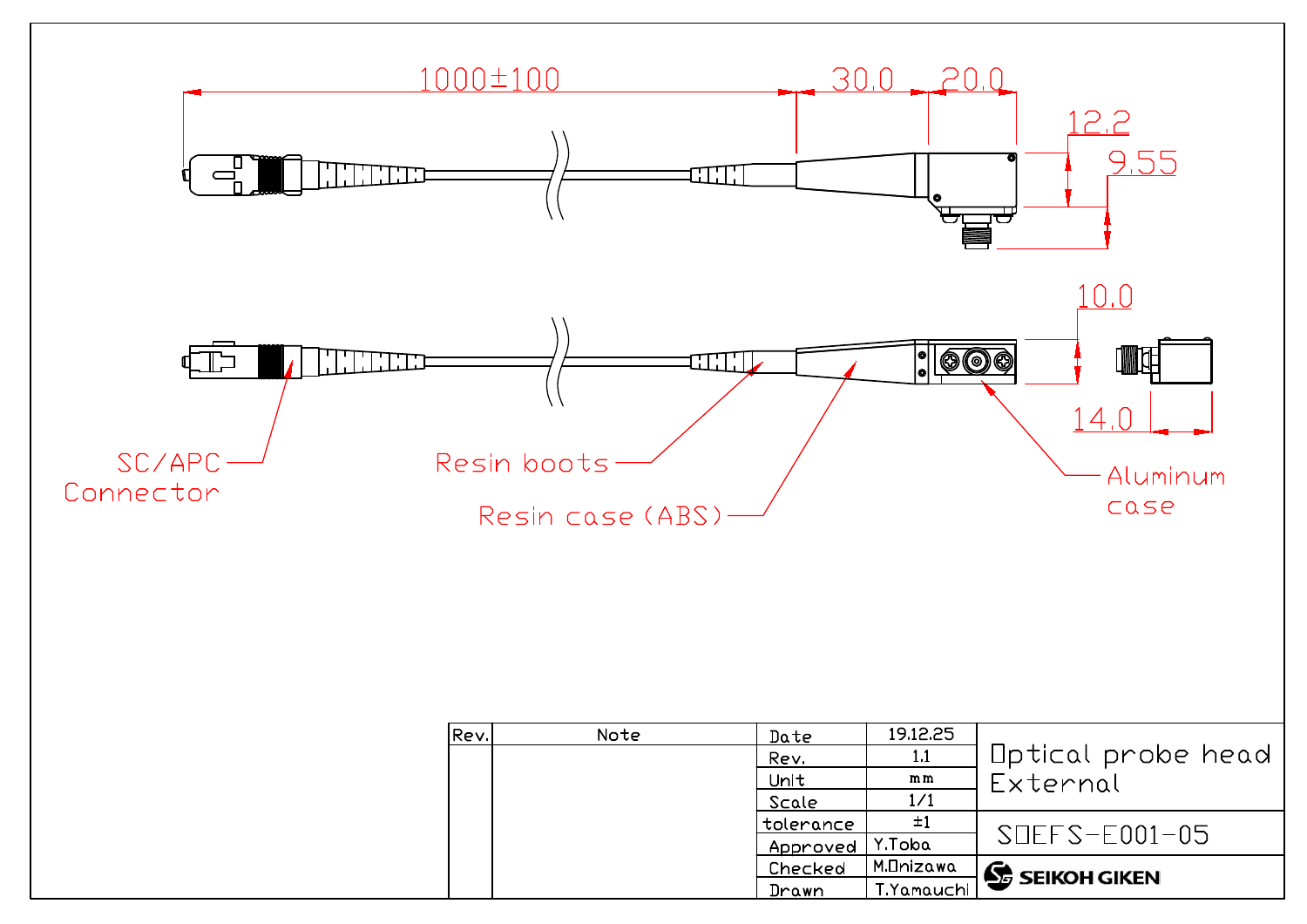1000±100

30.0

20.0

12.2

9.55

10.0

14.0

SC/APC Connector

Resin boots

Resin case (ABS)

Aluminum case

| Rev. | Note | | | |
|---|---|---|---|---|
| | | Date | 19.12.25 | Optical probe head External |
| | | Rev. | 1.1 | |
| | | Unit | mm | |
| | | Scale | 1/1 | |
| | | tolerance | ±1 | S□EFS-E001-05 |
| | | Approved | Y.Toba | |
| | | Checked | M.□nizawa | SEIKOH GIKEN |
| | | Drawn | T.Yamauchi | |